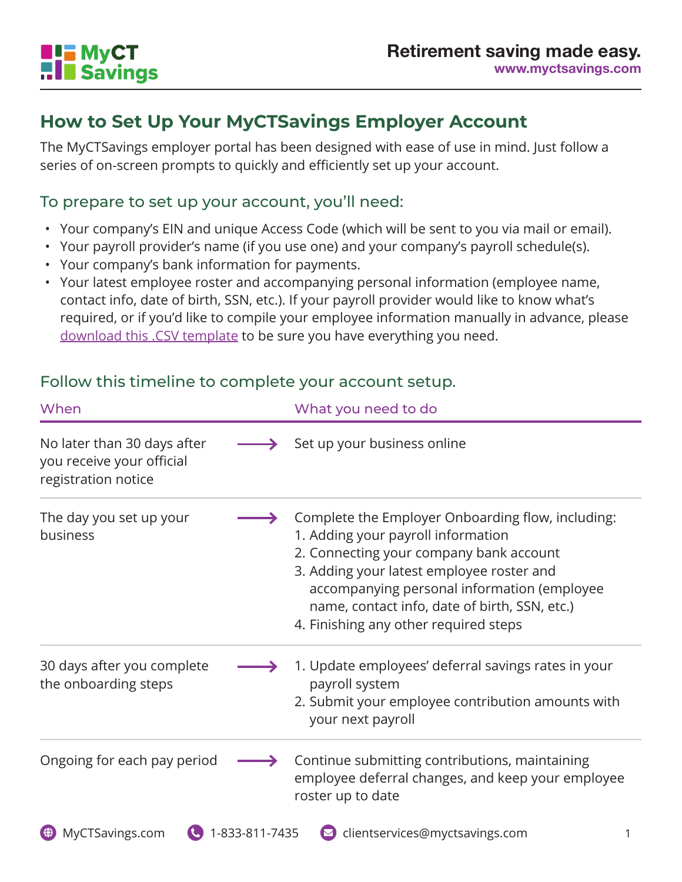MyCT Savings

Retirement saving made easy.
www.myctsavings.com

## How to Set Up Your MyCTSavings Employer Account

The MyCTSavings employer portal has been designed with ease of use in mind. Just follow a series of on-screen prompts to quickly and efficiently set up your account.

### To prepare to set up your account, you'll need:

- Your company's EIN and unique Access Code (which will be sent to you via mail or email).
- Your payroll provider's name (if you use one) and your company's payroll schedule(s).
- Your company's bank information for payments.
- Your latest employee roster and accompanying personal information (employee name, contact info, date of birth, SSN, etc.). If your payroll provider would like to know what's required, or if you'd like to compile your employee information manually in advance, please download this .CSV template to be sure you have everything you need.

### Follow this timeline to complete your account setup.

| When | What you need to do |
|---|---|
| No later than 30 days after you receive your official registration notice | Set up your business online |
| The day you set up your business | Complete the Employer Onboarding flow, including:<br>1. Adding your payroll information<br>2. Connecting your company bank account<br>3. Adding your latest employee roster and accompanying personal information (employee name, contact info, date of birth, SSN, etc.)<br>4. Finishing any other required steps |
| 30 days after you complete the onboarding steps | 1. Update employees' deferral savings rates in your payroll system<br>2. Submit your employee contribution amounts with your next payroll |
| Ongoing for each pay period | Continue submitting contributions, maintaining employee deferral changes, and keep your employee roster up to date |

MyCTSavings.com · 1-833-811-7435 · clientservices@myctsavings.com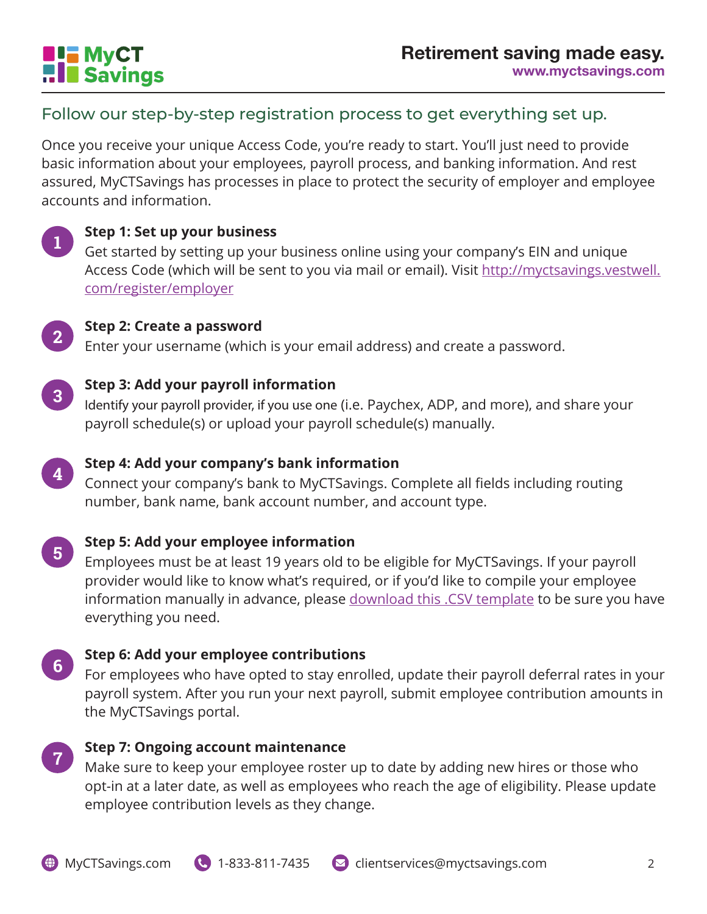## Follow our step-by-step registration process to get everything set up.

Once you receive your unique Access Code, you're ready to start. You'll just need to provide basic information about your employees, payroll process, and banking information. And rest assured, MyCTSavings has processes in place to protect the security of employer and employee accounts and information.

### Step 1: Set up your business

Get started by setting up your business online using your company's EIN and unique Access Code (which will be sent to you via mail or email). Visit http://myctsavings.vestwell.com/register/employer

### Step 2: Create a password

Enter your username (which is your email address) and create a password.

### Step 3: Add your payroll information

Identify your payroll provider, if you use one (i.e. Paychex, ADP, and more), and share your payroll schedule(s) or upload your payroll schedule(s) manually.

### Step 4: Add your company's bank information

Connect your company's bank to MyCTSavings. Complete all fields including routing number, bank name, bank account number, and account type.

### Step 5: Add your employee information

Employees must be at least 19 years old to be eligible for MyCTSavings. If your payroll provider would like to know what's required, or if you'd like to compile your employee information manually in advance, please download this .CSV template to be sure you have everything you need.

### Step 6: Add your employee contributions

For employees who have opted to stay enrolled, update their payroll deferral rates in your payroll system. After you run your next payroll, submit employee contribution amounts in the MyCTSavings portal.

### Step 7: Ongoing account maintenance

Make sure to keep your employee roster up to date by adding new hires or those who opt-in at a later date, as well as employees who reach the age of eligibility. Please update employee contribution levels as they change.

MyCTSavings.com | 1-833-811-7435 | clientservices@myctsavings.com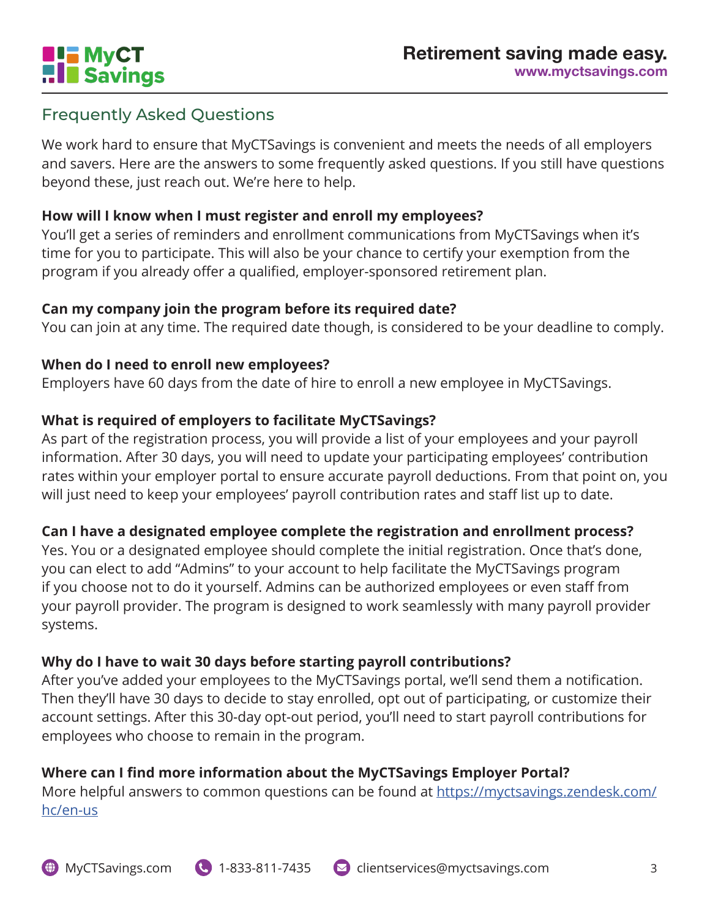## Frequently Asked Questions

We work hard to ensure that MyCTSavings is convenient and meets the needs of all employers and savers. Here are the answers to some frequently asked questions. If you still have questions beyond these, just reach out. We're here to help.

**How will I know when I must register and enroll my employees?**
You'll get a series of reminders and enrollment communications from MyCTSavings when it's time for you to participate. This will also be your chance to certify your exemption from the program if you already offer a qualified, employer-sponsored retirement plan.

**Can my company join the program before its required date?**
You can join at any time. The required date though, is considered to be your deadline to comply.

**When do I need to enroll new employees?**
Employers have 60 days from the date of hire to enroll a new employee in MyCTSavings.

**What is required of employers to facilitate MyCTSavings?**
As part of the registration process, you will provide a list of your employees and your payroll information. After 30 days, you will need to update your participating employees' contribution rates within your employer portal to ensure accurate payroll deductions. From that point on, you will just need to keep your employees' payroll contribution rates and staff list up to date.

**Can I have a designated employee complete the registration and enrollment process?**
Yes. You or a designated employee should complete the initial registration. Once that's done, you can elect to add "Admins" to your account to help facilitate the MyCTSavings program if you choose not to do it yourself. Admins can be authorized employees or even staff from your payroll provider. The program is designed to work seamlessly with many payroll provider systems.

**Why do I have to wait 30 days before starting payroll contributions?**
After you've added your employees to the MyCTSavings portal, we'll send them a notification. Then they'll have 30 days to decide to stay enrolled, opt out of participating, or customize their account settings. After this 30-day opt-out period, you'll need to start payroll contributions for employees who choose to remain in the program.

**Where can I find more information about the MyCTSavings Employer Portal?**
More helpful answers to common questions can be found at [https://myctsavings.zendesk.com/hc/en-us](https://myctsavings.zendesk.com/hc/en-us)

MyCTSavings.com    1-833-811-7435    clientservices@myctsavings.com